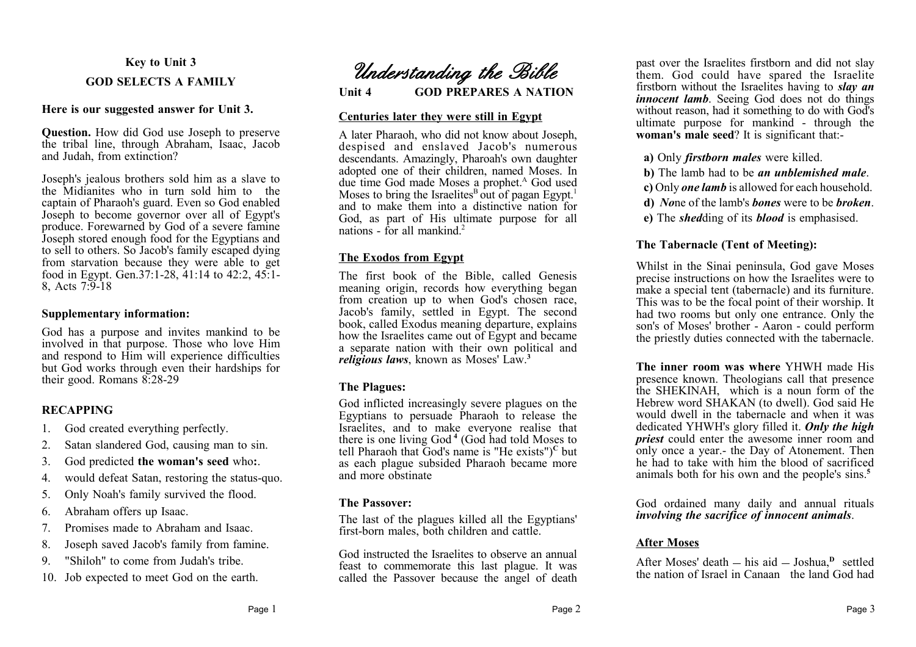## Key to Unit 3

## GOD SELECTS A FAMILY

**Here is our suggested answer for Unit 3.**

**Question.** How did God use Joseph to preserve the tribal line, through Abraham, Isaac, Jacob and Judah, from extinction?

Joseph's jealous brothers sold him as a slave to the Midianites who in turn sold him to the captain of Pharaoh's guard. Even so God enabled Joseph to become governor over all of Egypt's produce. Forewarned by God of a severe famine Joseph stored enough food for the Egyptians and to sell to others. So Jacob's family escaped dying from starvation because they were able to get food in Egypt. Gen.37:1-28, 41:14 to 42:2, 45:1-8, Acts 7:9-18

**Supplementary information:**

God has a purpose and invites mankind to be involved in that purpose. Those who love Him and respond to Him will experience difficulties but God works through even their hardships for their good. Romans 8:28-29

**RECAPPING**

1. God created everything perfectly.
2. Satan slandered God, causing man to sin.
3. God predicted **the woman's seed** who**:**.
4. would defeat Satan, restoring the status-quo.
5. Only Noah's family survived the flood.
6. Abraham offers up Isaac.
7. Promises made to Abraham and Isaac.
8. Joseph saved Jacob's family from famine.
9. "Shiloh" to come from Judah's tribe.
10. Job expected to meet God on the earth.

# *Understanding the Bible*

## Unit 4 GOD PREPARES A NATION

### Centuries later they were still in Egypt

A later Pharaoh, who did not know about Joseph, despised and enslaved Jacob's numerous descendants. Amazingly, Pharaoh's own daughter adopted one of their children, named Moses. In due time God made Moses a prophet.[A] God used Moses to bring the Israelites[B] out of pagan Egypt.[1] and to make them into a distinctive nation for God, as part of His ultimate purpose for all nations - for all mankind.[2]

### The Exodos from Egypt

The first book of the Bible, called Genesis meaning origin, records how everything began from creation up to when God's chosen race, Jacob's family, settled in Egypt. The second book, called Exodus meaning departure, explains how the Israelites came out of Egypt and became a separate nation with their own political and ***religious laws***, known as Moses' Law.[3]

### The Plagues:

God inflicted increasingly severe plagues on the Egyptians to persuade Pharaoh to release the Israelites, and to make everyone realise that there is one living God[4] (God had told Moses to tell Pharaoh that God's name is "He exists")[C] but as each plague subsided Pharaoh became more and more obstinate

### The Passover:

The last of the plagues killed all the Egyptians' first-born males, both children and cattle.

God instructed the Israelites to observe an annual feast to commemorate this last plague. It was called the Passover because the angel of death past over the Israelites firstborn and did not slay them. God could have spared the Israelite firstborn without the Israelites having to ***slay an innocent lamb***. Seeing God does not do things without reason, had it something to do with God's ultimate purpose for mankind - through the **woman's male seed**? It is significant that:-

**a)** Only ***firstborn males*** were killed.
**b)** The lamb had to be ***an unblemished male***.
**c)** Only ***one lamb*** is allowed for each household.
**d)** ***No***ne of the lamb's ***bones*** were to be ***broken***.
**e)** The ***shed***ding of its ***blood*** is emphasised.

### The Tabernacle (Tent of Meeting):

Whilst in the Sinai peninsula, God gave Moses precise instructions on how the Israelites were to make a special tent (tabernacle) and its furniture. This was to be the focal point of their worship. It had two rooms but only one entrance. Only the son's of Moses' brother - Aaron - could perform the priestly duties connected with the tabernacle.

**The inner room was where** YHWH made His presence known. Theologians call that presence the SHEKINAH, which is a noun form of the Hebrew word SHAKAN (to dwell). God said He would dwell in the tabernacle and when it was dedicated YHWH's glory filled it. ***Only the high priest*** could enter the awesome inner room and only once a year.- the Day of Atonement. Then he had to take with him the blood of sacrificed animals both for his own and the people's sins.[5]

God ordained many daily and annual rituals ***involving the sacrifice of innocent animals***.

### After Moses

After Moses' death – his aid – Joshua,[D] settled the nation of Israel in Canaan the land God had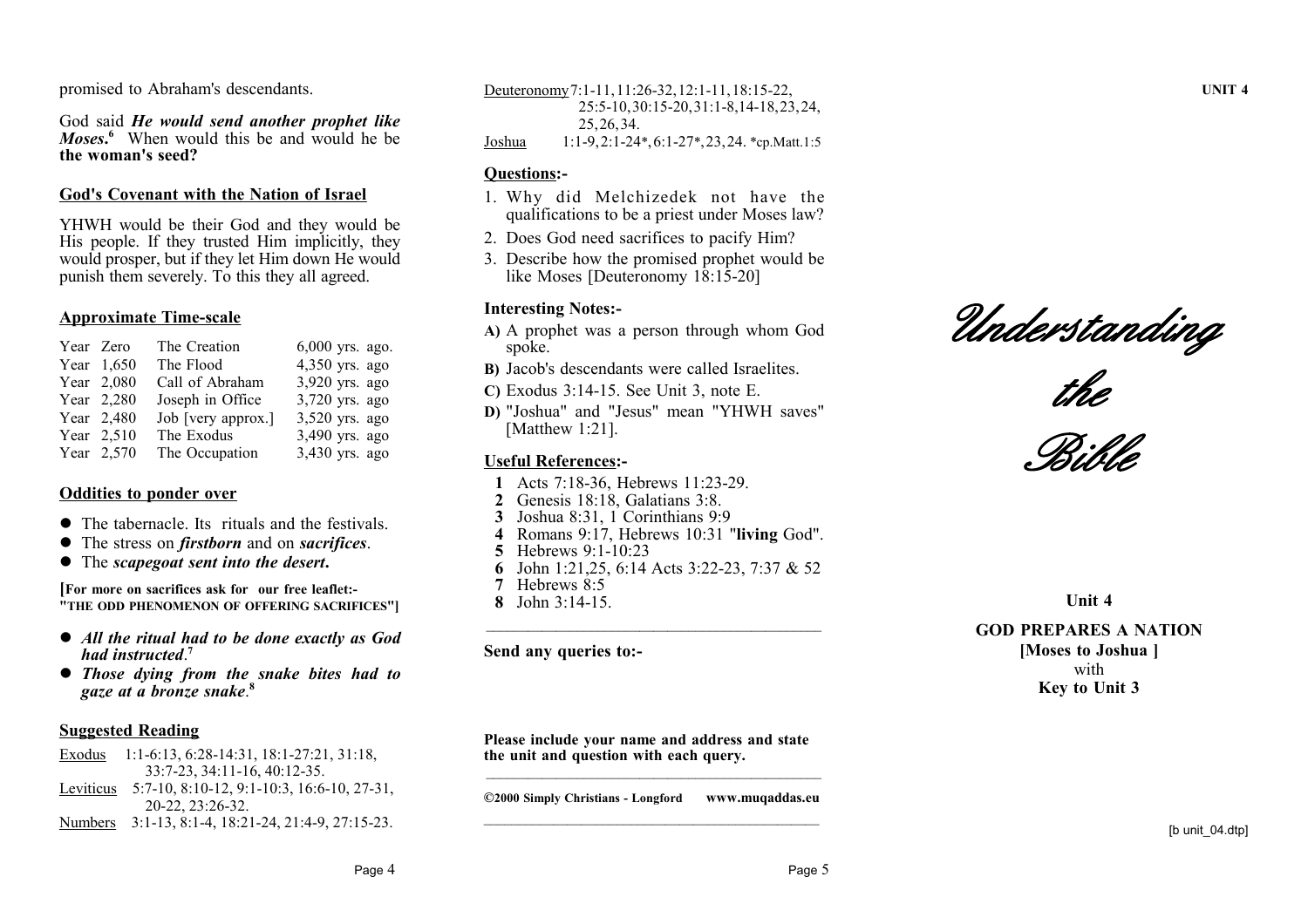promised to Abraham's descendants.

God said ***He would send another prophet like Moses***.[6] When would this be and would he be **the woman's seed?**

## God's Covenant with the Nation of Israel

YHWH would be their God and they would be His people. If they trusted Him implicitly, they would prosper, but if they let Him down He would punish them severely. To this they all agreed.

## Approximate Time-scale

| | | |
|---|---|---|
| Year Zero | The Creation | 6,000 yrs. ago. |
| Year 1,650 | The Flood | 4,350 yrs. ago |
| Year 2,080 | Call of Abraham | 3,920 yrs. ago |
| Year 2,280 | Joseph in Office | 3,720 yrs. ago |
| Year 2,480 | Job [very approx.] | 3,520 yrs. ago |
| Year 2,510 | The Exodus | 3,490 yrs. ago |
| Year 2,570 | The Occupation | 3,430 yrs. ago |

## Oddities to ponder over

- The tabernacle. Its rituals and the festivals.
- The stress on ***firstborn*** and on ***sacrifices***.
- The ***scapegoat sent into the desert***.

**[For more on sacrifices ask for our free leaflet:- "THE ODD PHENOMENON OF OFFERING SACRIFICES"]**

- ***All the ritual had to be done exactly as God had instructed***.[7]
- ***Those dying from the snake bites had to gaze at a bronze snake***.[8]

## Suggested Reading

Exodus 1:1-6:13, 6:28-14:31, 18:1-27:21, 31:18, 33:7-23, 34:11-16, 40:12-35.
Leviticus 5:7-10, 8:10-12, 9:1-10:3, 16:6-10, 27-31, 20-22, 23:26-32.
Numbers 3:1-13, 8:1-4, 18:21-24, 21:4-9, 27:15-23.
Deuteronomy 7:1-11, 11:26-32, 12:1-11, 18:15-22, 25:5-10, 30:15-20, 31:1-8, 14-18, 23, 24, 25, 26, 34.
Joshua 1:1-9, 2:1-24*, 6:1-27*, 23, 24. *cp.Matt.1:5

## Questions:-

1. Why did Melchizedek not have the qualifications to be a priest under Moses law?
2. Does God need sacrifices to pacify Him?
3. Describe how the promised prophet would be like Moses [Deuteronomy 18:15-20]

## Interesting Notes:-

**A)** A prophet was a person through whom God spoke.
**B)** Jacob's descendants were called Israelites.
**C)** Exodus 3:14-15. See Unit 3, note E.
**D)** "Joshua" and "Jesus" mean "YHWH saves" [Matthew 1:21].

## Useful References:-

**1** Acts 7:18-36, Hebrews 11:23-29.
**2** Genesis 18:18, Galatians 3:8.
**3** Joshua 8:31, 1 Corinthians 9:9
**4** Romans 9:17, Hebrews 10:31 "**living** God".
**5** Hebrews 9:1-10:23
**6** John 1:21,25, 6:14 Acts 3:22-23, 7:37 & 52
**7** Hebrews 8:5
**8** John 3:14-15.

---

**Send any queries to:-**

**Please include your name and address and state the unit and question with each query.**

---

**©2000 Simply Christians - Longford www.muqaddas.eu**

---

**UNIT 4**

# Understanding the Bible

**Unit 4**

**GOD PREPARES A NATION**
**[Moses to Joshua ]**
with
**Key to Unit 3**

[b unit_04.dtp]